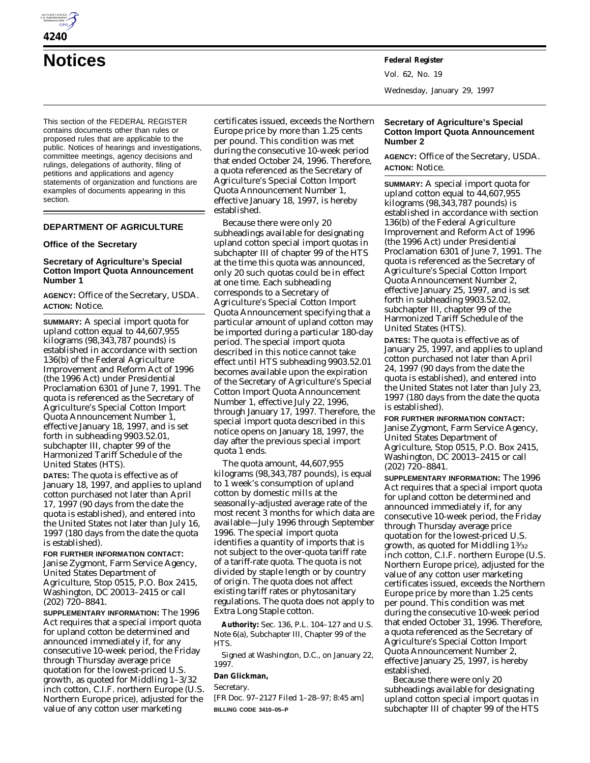# Notices

This section of the FEDERAL REGISTER contains documents other than rules or proposed rules that are applicable to the public. Notices of hearings and investigations, committee meetings, agency decisions and rulings, delegations of authority, filing of petitions and applications and agency statements of organization and functions are examples of documents appearing in this section.

## DEPARTMENT OF AGRICULTURE

### Office of the Secretary

### Secretary of Agriculture's Special Cotton Import Quota Announcement Number 1

**AGENCY:** Office of the Secretary, USDA.

**ACTION:** Notice.

**SUMMARY:** A special import quota for upland cotton equal to 44,607,955 kilograms (98,343,787 pounds) is established in accordance with section 136(b) of the Federal Agriculture Improvement and Reform Act of 1996 (the 1996 Act) under Presidential Proclamation 6301 of June 7, 1991. The quota is referenced as the Secretary of Agriculture's Special Cotton Import Quota Announcement Number 1, effective January 18, 1997, and is set forth in subheading 9903.52.01, subchapter III, chapter 99 of the Harmonized Tariff Schedule of the United States (HTS).

**DATES:** The quota is effective as of January 18, 1997, and applies to upland cotton purchased not later than April 17, 1997 (90 days from the date the quota is established), and entered into the United States not later than July 16, 1997 (180 days from the date the quota is established).

**FOR FURTHER INFORMATION CONTACT:** Janise Zygmont, Farm Service Agency, United States Department of Agriculture, Stop 0515, P.O. Box 2415, Washington, DC 20013–2415 or call (202) 720–8841.

**SUPPLEMENTARY INFORMATION:** The 1996 Act requires that a special import quota for upland cotton be determined and announced immediately if, for any consecutive 10-week period, the Friday through Thursday average price quotation for the lowest-priced U.S. growth, as quoted for Middling 1–3/32 inch cotton, C.I.F. northern Europe (U.S. Northern Europe price), adjusted for the value of any cotton user marketing certificates issued, exceeds the Northern Europe price by more than 1.25 cents per pound. This condition was met during the consecutive 10-week period that ended October 24, 1996. Therefore, a quota referenced as the Secretary of Agriculture's Special Cotton Import Quota Announcement Number 1, effective January 18, 1997, is hereby established.

Because there were only 20 subheadings available for designating upland cotton special import quotas in subchapter III of chapter 99 of the HTS at the time this quota was announced, only 20 such quotas could be in effect at one time. Each subheading corresponds to a Secretary of Agriculture's Special Cotton Import Quota Announcement specifying that a particular amount of upland cotton may be imported during a particular 180-day period. The special import quota described in this notice cannot take effect until HTS subheading 9903.52.01 becomes available upon the expiration of the Secretary of Agriculture's Special Cotton Import Quota Announcement Number 1, effective July 22, 1996, through January 17, 1997. Therefore, the special import quota described in this notice opens on January 18, 1997, the day after the previous special import quota 1 ends.

The quota amount, 44,607,955 kilograms (98,343,787 pounds), is equal to 1 week's consumption of upland cotton by domestic mills at the seasonally-adjusted average rate of the most recent 3 months for which data are available—July 1996 through September 1996. The special import quota identifies a quantity of imports that is not subject to the over-quota tariff rate of a tariff-rate quota. The quota is not divided by staple length or by country of origin. The quota does not affect existing tariff rates or phytosanitary regulations. The quota does not apply to Extra Long Staple cotton.

**Authority:** Sec. 136, P.L. 104–127 and U.S. Note 6(a), Subchapter III, Chapter 99 of the HTS.

Signed at Washington, D.C., on January 22, 1997.

**Dan Glickman,**

*Secretary.*

[FR Doc. 97–2127 Filed 1–28–97; 8:45 am]

**BILLING CODE 3410–05–P**

### Secretary of Agriculture's Special Cotton Import Quota Announcement Number 2

**AGENCY:** Office of the Secretary, USDA.

**ACTION:** Notice.

**SUMMARY:** A special import quota for upland cotton equal to 44,607,955 kilograms (98,343,787 pounds) is established in accordance with section 136(b) of the Federal Agriculture Improvement and Reform Act of 1996 (the 1996 Act) under Presidential Proclamation 6301 of June 7, 1991. The quota is referenced as the Secretary of Agriculture's Special Cotton Import Quota Announcement Number 2, effective January 25, 1997, and is set forth in subheading 9903.52.02, subchapter III, chapter 99 of the Harmonized Tariff Schedule of the United States (HTS).

**DATES:** The quota is effective as of January 25, 1997, and applies to upland cotton purchased not later than April 24, 1997 (90 days from the date the quota is established), and entered into the United States not later than July 23, 1997 (180 days from the date the quota is established).

**FOR FURTHER INFORMATION CONTACT:** Janise Zygmont, Farm Service Agency, United States Department of Agriculture, Stop 0515, P.O. Box 2415, Washington, DC 20013–2415 or call (202) 720–8841.

**SUPPLEMENTARY INFORMATION:** The 1996 Act requires that a special import quota for upland cotton be determined and announced immediately if, for any consecutive 10-week period, the Friday through Thursday average price quotation for the lowest-priced U.S. growth, as quoted for Middling 1 3/32 inch cotton, C.I.F. northern Europe (U.S. Northern Europe price), adjusted for the value of any cotton user marketing certificates issued, exceeds the Northern Europe price by more than 1.25 cents per pound. This condition was met during the consecutive 10-week period that ended October 31, 1996. Therefore, a quota referenced as the Secretary of Agriculture's Special Cotton Import Quota Announcement Number 2, effective January 25, 1997, is hereby established.

Because there were only 20 subheadings available for designating upland cotton special import quotas in subchapter III of chapter 99 of the HTS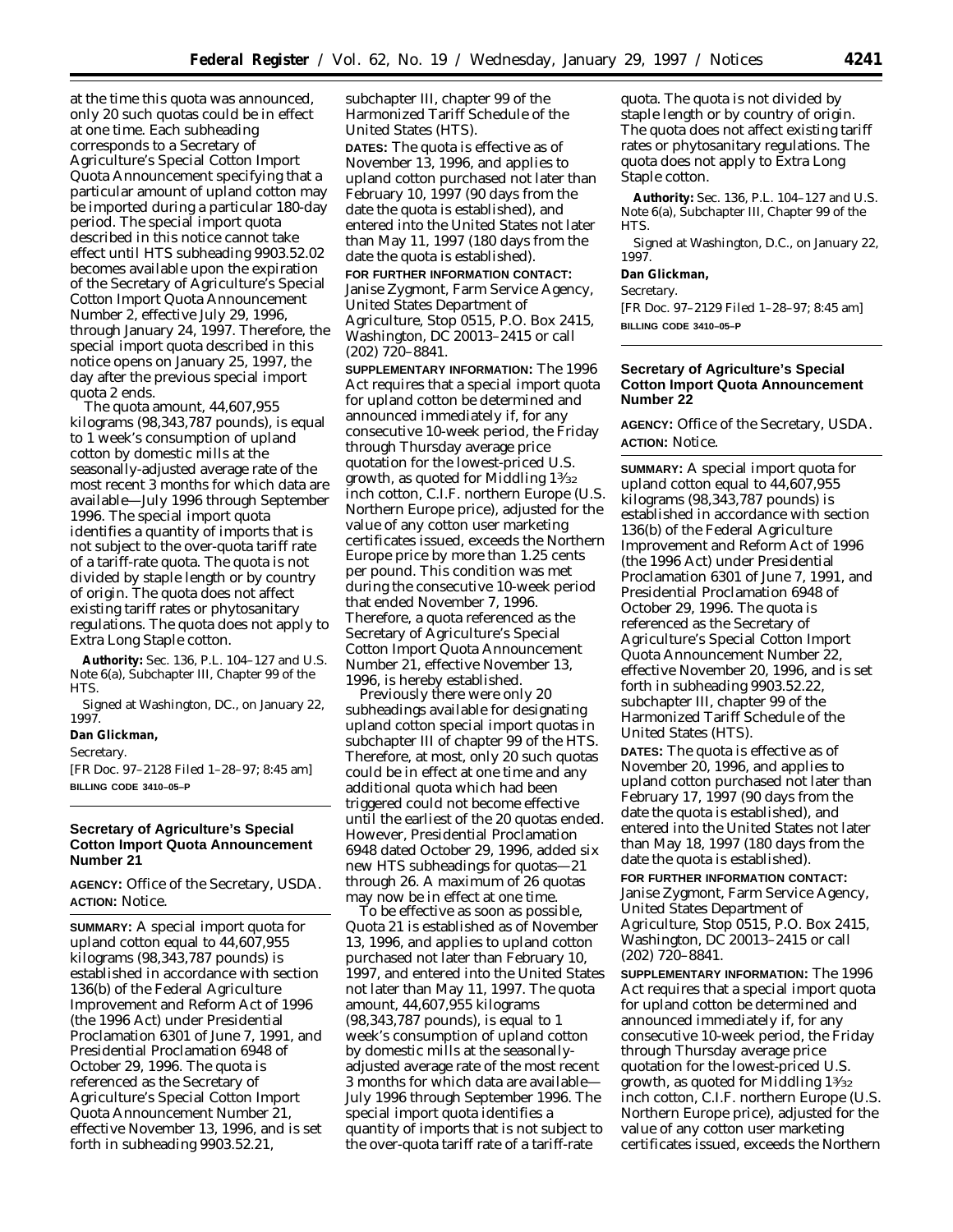at the time this quota was announced, only 20 such quotas could be in effect at one time. Each subheading corresponds to a Secretary of Agriculture's Special Cotton Import Quota Announcement specifying that a particular amount of upland cotton may be imported during a particular 180-day period. The special import quota described in this notice cannot take effect until HTS subheading 9903.52.02 becomes available upon the expiration of the Secretary of Agriculture's Special Cotton Import Quota Announcement Number 2, effective July 29, 1996, through January 24, 1997. Therefore, the special import quota described in this notice opens on January 25, 1997, the day after the previous special import quota 2 ends.

The quota amount, 44,607,955 kilograms (98,343,787 pounds), is equal to 1 week's consumption of upland cotton by domestic mills at the seasonally-adjusted average rate of the most recent 3 months for which data are available—July 1996 through September 1996. The special import quota identifies a quantity of imports that is not subject to the over-quota tariff rate of a tariff-rate quota. The quota is not divided by staple length or by country of origin. The quota does not affect existing tariff rates or phytosanitary regulations. The quota does not apply to Extra Long Staple cotton.

**Authority:** Sec. 136, P.L. 104–127 and U.S. Note 6(a), Subchapter III, Chapter 99 of the HTS.

Signed at Washington, DC., on January 22, 1997.

**Dan Glickman,**

*Secretary.*

[FR Doc. 97–2128 Filed 1–28–97; 8:45 am]

**BILLING CODE 3410–05–P**

## Secretary of Agriculture's Special Cotton Import Quota Announcement Number 21

**AGENCY:** Office of the Secretary, USDA.

**ACTION:** Notice.

**SUMMARY:** A special import quota for upland cotton equal to 44,607,955 kilograms (98,343,787 pounds) is established in accordance with section 136(b) of the Federal Agriculture Improvement and Reform Act of 1996 (the 1996 Act) under Presidential Proclamation 6301 of June 7, 1991, and Presidential Proclamation 6948 of October 29, 1996. The quota is referenced as the Secretary of Agriculture's Special Cotton Import Quota Announcement Number 21, effective November 13, 1996, and is set forth in subheading 9903.52.21, subchapter III, chapter 99 of the Harmonized Tariff Schedule of the United States (HTS).

**DATES:** The quota is effective as of November 13, 1996, and applies to upland cotton purchased not later than February 10, 1997 (90 days from the date the quota is established), and entered into the United States not later than May 11, 1997 (180 days from the date the quota is established).

**FOR FURTHER INFORMATION CONTACT:** Janise Zygmont, Farm Service Agency, United States Department of Agriculture, Stop 0515, P.O. Box 2415, Washington, DC 20013–2415 or call (202) 720–8841.

**SUPPLEMENTARY INFORMATION:** The 1996 Act requires that a special import quota for upland cotton be determined and announced immediately if, for any consecutive 10-week period, the Friday through Thursday average price quotation for the lowest-priced U.S. growth, as quoted for Middling 1 3/32 inch cotton, C.I.F. northern Europe (U.S. Northern Europe price), adjusted for the value of any cotton user marketing certificates issued, exceeds the Northern Europe price by more than 1.25 cents per pound. This condition was met during the consecutive 10-week period that ended November 7, 1996. Therefore, a quota referenced as the Secretary of Agriculture's Special Cotton Import Quota Announcement Number 21, effective November 13, 1996, is hereby established.

Previously there were only 20 subheadings available for designating upland cotton special import quotas in subchapter III of chapter 99 of the HTS. Therefore, at most, only 20 such quotas could be in effect at one time and any additional quota which had been triggered could not become effective until the earliest of the 20 quotas ended. However, Presidential Proclamation 6948 dated October 29, 1996, added six new HTS subheadings for quotas—21 through 26. A maximum of 26 quotas may now be in effect at one time.

To be effective as soon as possible, Quota 21 is established as of November 13, 1996, and applies to upland cotton purchased not later than February 10, 1997, and entered into the United States not later than May 11, 1997. The quota amount, 44,607,955 kilograms (98,343,787 pounds), is equal to 1 week's consumption of upland cotton by domestic mills at the seasonally-adjusted average rate of the most recent 3 months for which data are available—July 1996 through September 1996. The special import quota identifies a quantity of imports that is not subject to the over-quota tariff rate of a tariff-rate quota. The quota is not divided by staple length or by country of origin. The quota does not affect existing tariff rates or phytosanitary regulations. The quota does not apply to Extra Long Staple cotton.

**Authority:** Sec. 136, P.L. 104–127 and U.S. Note 6(a), Subchapter III, Chapter 99 of the HTS.

Signed at Washington, D.C., on January 22, 1997.

**Dan Glickman,**

*Secretary.*

[FR Doc. 97–2129 Filed 1–28–97; 8:45 am]

**BILLING CODE 3410–05–P**

## Secretary of Agriculture's Special Cotton Import Quota Announcement Number 22

**AGENCY:** Office of the Secretary, USDA.

**ACTION:** Notice.

**SUMMARY:** A special import quota for upland cotton equal to 44,607,955 kilograms (98,343,787 pounds) is established in accordance with section 136(b) of the Federal Agriculture Improvement and Reform Act of 1996 (the 1996 Act) under Presidential Proclamation 6301 of June 7, 1991, and Presidential Proclamation 6948 of October 29, 1996. The quota is referenced as the Secretary of Agriculture's Special Cotton Import Quota Announcement Number 22, effective November 20, 1996, and is set forth in subheading 9903.52.22, subchapter III, chapter 99 of the Harmonized Tariff Schedule of the United States (HTS).

**DATES:** The quota is effective as of November 20, 1996, and applies to upland cotton purchased not later than February 17, 1997 (90 days from the date the quota is established), and entered into the United States not later than May 18, 1997 (180 days from the date the quota is established).

**FOR FURTHER INFORMATION CONTACT:** Janise Zygmont, Farm Service Agency, United States Department of Agriculture, Stop 0515, P.O. Box 2415, Washington, DC 20013–2415 or call (202) 720–8841.

**SUPPLEMENTARY INFORMATION:** The 1996 Act requires that a special import quota for upland cotton be determined and announced immediately if, for any consecutive 10-week period, the Friday through Thursday average price quotation for the lowest-priced U.S. growth, as quoted for Middling 1 3/32 inch cotton, C.I.F. northern Europe (U.S. Northern Europe price), adjusted for the value of any cotton user marketing certificates issued, exceeds the Northern